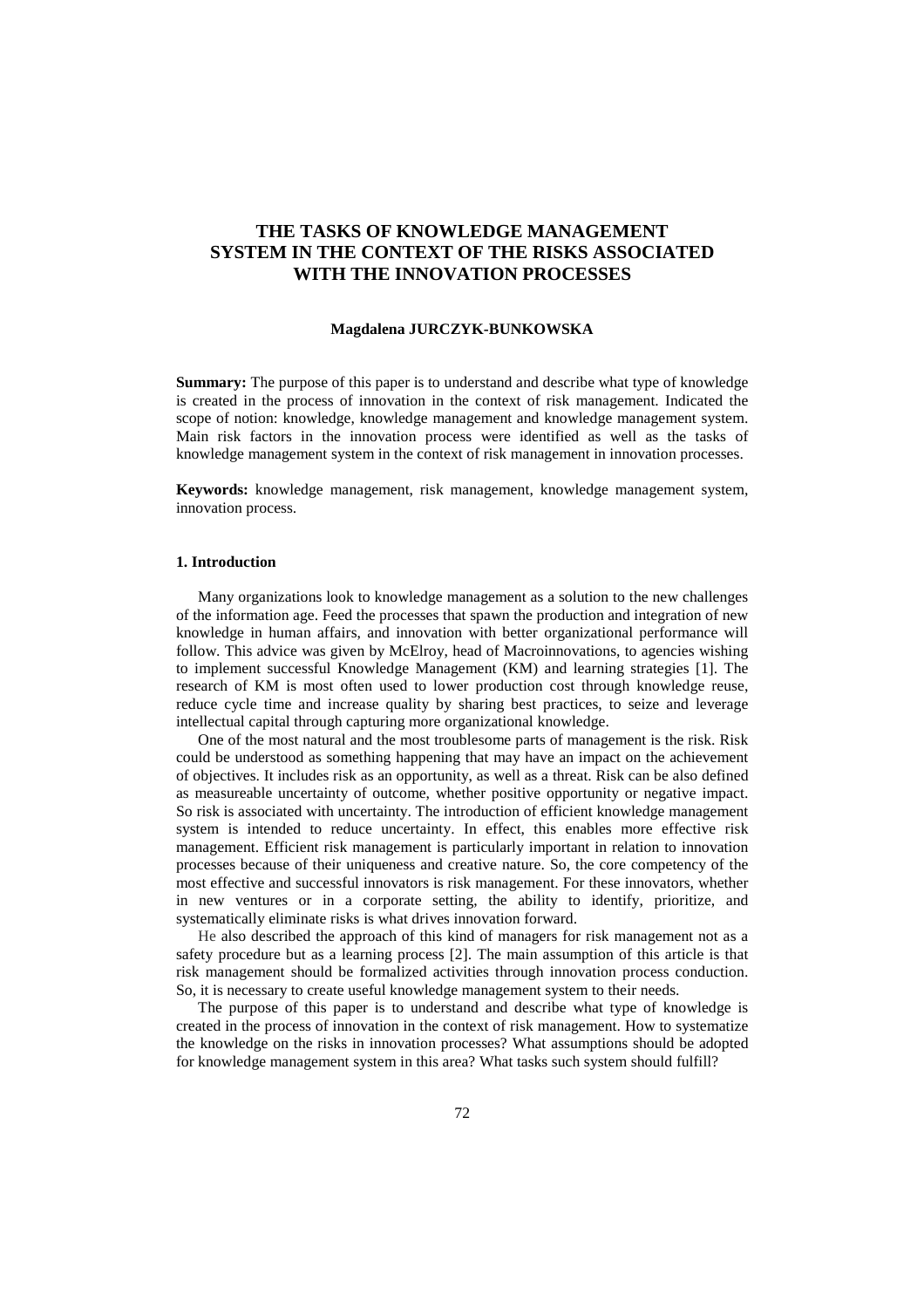# THE TASKS OF KNOWLEDGE MANAGEMENT SYSTEM IN THE CONTEXT OF THE RISKS ASSOCIATED WITH THE INNOVATION PROCESSES

**Magdalena JURCZYK-BUNKOWSKA**

**Summary:** The purpose of this paper is to understand and describe what type of knowledge is created in the process of innovation in the context of risk management. Indicated the scope of notion: knowledge, knowledge management and knowledge management system. Main risk factors in the innovation process were identified as well as the tasks of knowledge management system in the context of risk management in innovation processes.

**Keywords:** knowledge management, risk management, knowledge management system, innovation process.

## 1. Introduction

Many organizations look to knowledge management as a solution to the new challenges of the information age. Feed the processes that spawn the production and integration of new knowledge in human affairs, and innovation with better organizational performance will follow. This advice was given by McElroy, head of Macroinnovations, to agencies wishing to implement successful Knowledge Management (KM) and learning strategies [1]. The research of KM is most often used to lower production cost through knowledge reuse, reduce cycle time and increase quality by sharing best practices, to seize and leverage intellectual capital through capturing more organizational knowledge.

One of the most natural and the most troublesome parts of management is the risk. Risk could be understood as something happening that may have an impact on the achievement of objectives. It includes risk as an opportunity, as well as a threat. Risk can be also defined as measureable uncertainty of outcome, whether positive opportunity or negative impact. So risk is associated with uncertainty. The introduction of efficient knowledge management system is intended to reduce uncertainty. In effect, this enables more effective risk management. Efficient risk management is particularly important in relation to innovation processes because of their uniqueness and creative nature. So, the core competency of the most effective and successful innovators is risk management. For these innovators, whether in new ventures or in a corporate setting, the ability to identify, prioritize, and systematically eliminate risks is what drives innovation forward.

He also described the approach of this kind of managers for risk management not as a safety procedure but as a learning process [2]. The main assumption of this article is that risk management should be formalized activities through innovation process conduction. So, it is necessary to create useful knowledge management system to their needs.

The purpose of this paper is to understand and describe what type of knowledge is created in the process of innovation in the context of risk management. How to systematize the knowledge on the risks in innovation processes? What assumptions should be adopted for knowledge management system in this area? What tasks such system should fulfill?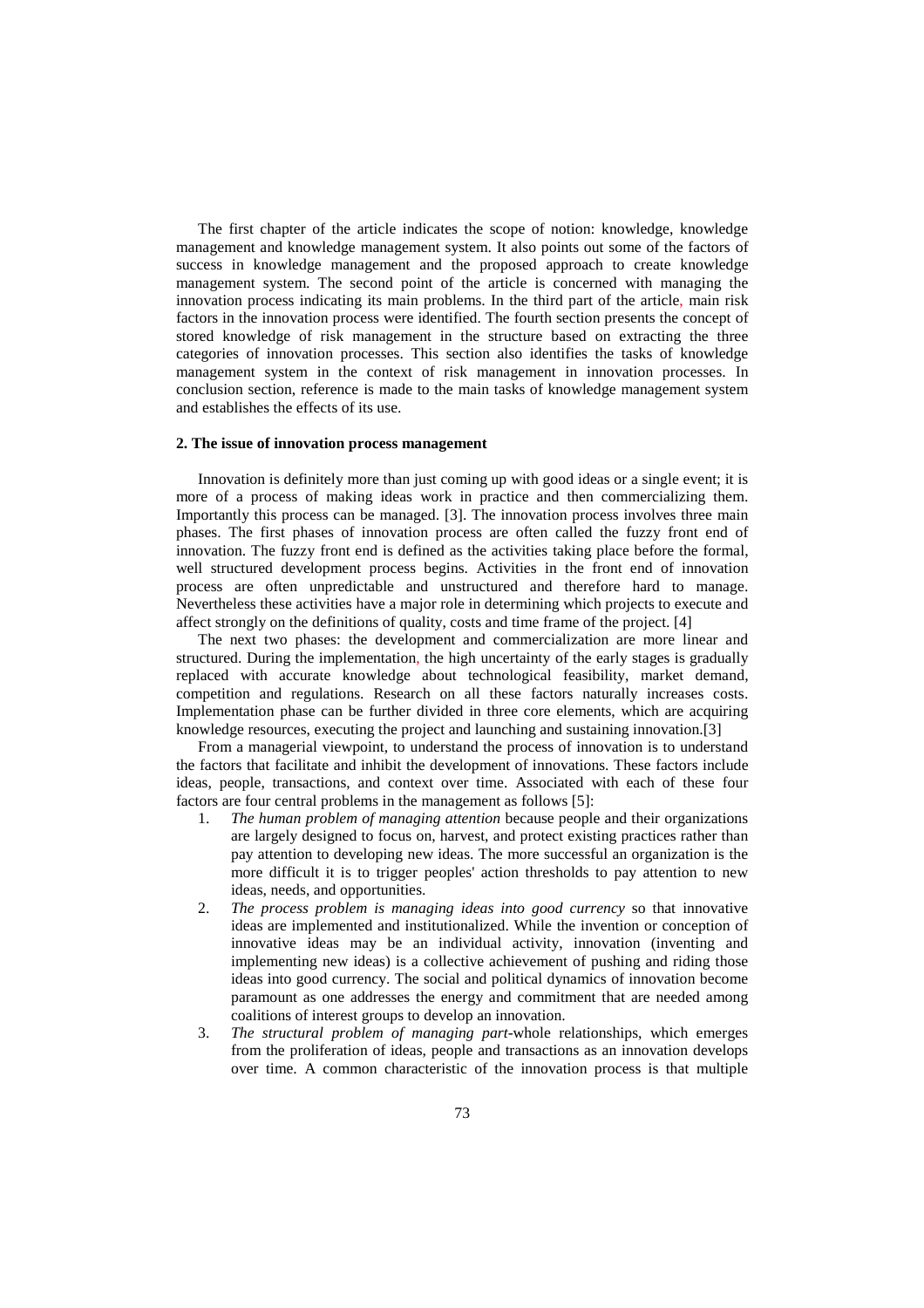The first chapter of the article indicates the scope of notion: knowledge, knowledge management and knowledge management system. It also points out some of the factors of success in knowledge management and the proposed approach to create knowledge management system. The second point of the article is concerned with managing the innovation process indicating its main problems. In the third part of the article, main risk factors in the innovation process were identified. The fourth section presents the concept of stored knowledge of risk management in the structure based on extracting the three categories of innovation processes. This section also identifies the tasks of knowledge management system in the context of risk management in innovation processes. In conclusion section, reference is made to the main tasks of knowledge management system and establishes the effects of its use.

## 2. The issue of innovation process management

Innovation is definitely more than just coming up with good ideas or a single event; it is more of a process of making ideas work in practice and then commercializing them. Importantly this process can be managed. [3]. The innovation process involves three main phases. The first phases of innovation process are often called the fuzzy front end of innovation. The fuzzy front end is defined as the activities taking place before the formal, well structured development process begins. Activities in the front end of innovation process are often unpredictable and unstructured and therefore hard to manage. Nevertheless these activities have a major role in determining which projects to execute and affect strongly on the definitions of quality, costs and time frame of the project. [4]

The next two phases: the development and commercialization are more linear and structured. During the implementation, the high uncertainty of the early stages is gradually replaced with accurate knowledge about technological feasibility, market demand, competition and regulations. Research on all these factors naturally increases costs. Implementation phase can be further divided in three core elements, which are acquiring knowledge resources, executing the project and launching and sustaining innovation.[3]

From a managerial viewpoint, to understand the process of innovation is to understand the factors that facilitate and inhibit the development of innovations. These factors include ideas, people, transactions, and context over time. Associated with each of these four factors are four central problems in the management as follows [5]:

1. *The human problem of managing attention* because people and their organizations are largely designed to focus on, harvest, and protect existing practices rather than pay attention to developing new ideas. The more successful an organization is the more difficult it is to trigger peoples' action thresholds to pay attention to new ideas, needs, and opportunities.
2. *The process problem is managing ideas into good currency* so that innovative ideas are implemented and institutionalized. While the invention or conception of innovative ideas may be an individual activity, innovation (inventing and implementing new ideas) is a collective achievement of pushing and riding those ideas into good currency. The social and political dynamics of innovation become paramount as one addresses the energy and commitment that are needed among coalitions of interest groups to develop an innovation.
3. *The structural problem of managing part*-whole relationships, which emerges from the proliferation of ideas, people and transactions as an innovation develops over time. A common characteristic of the innovation process is that multiple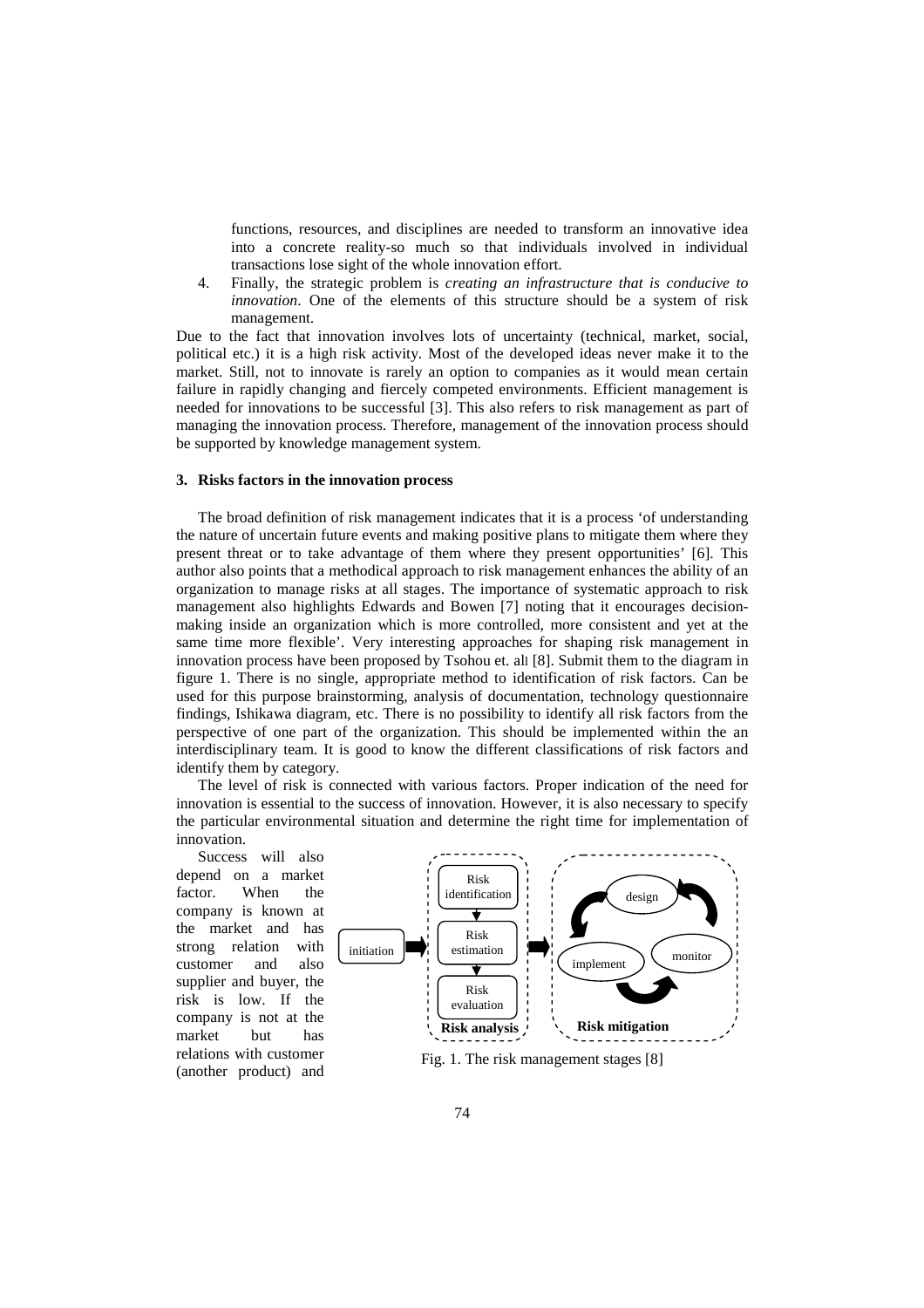functions, resources, and disciplines are needed to transform an innovative idea into a concrete reality-so much so that individuals involved in individual transactions lose sight of the whole innovation effort.

4. Finally, the strategic problem is *creating an infrastructure that is conducive to innovation*. One of the elements of this structure should be a system of risk management.

Due to the fact that innovation involves lots of uncertainty (technical, market, social, political etc.) it is a high risk activity. Most of the developed ideas never make it to the market. Still, not to innovate is rarely an option to companies as it would mean certain failure in rapidly changing and fiercely competed environments. Efficient management is needed for innovations to be successful [3]. This also refers to risk management as part of managing the innovation process. Therefore, management of the innovation process should be supported by knowledge management system.

## 3. Risks factors in the innovation process

The broad definition of risk management indicates that it is a process 'of understanding the nature of uncertain future events and making positive plans to mitigate them where they present threat or to take advantage of them where they present opportunities' [6]. This author also points that a methodical approach to risk management enhances the ability of an organization to manage risks at all stages. The importance of systematic approach to risk management also highlights Edwards and Bowen [7] noting that it encourages decision-making inside an organization which is more controlled, more consistent and yet at the same time more flexible'. Very interesting approaches for shaping risk management in innovation process have been proposed by Tsohou et. all [8]. Submit them to the diagram in figure 1. There is no single, appropriate method to identification of risk factors. Can be used for this purpose brainstorming, analysis of documentation, technology questionnaire findings, Ishikawa diagram, etc. There is no possibility to identify all risk factors from the perspective of one part of the organization. This should be implemented within the an interdisciplinary team. It is good to know the different classifications of risk factors and identify them by category.

The level of risk is connected with various factors. Proper indication of the need for innovation is essential to the success of innovation. However, it is also necessary to specify the particular environmental situation and determine the right time for implementation of innovation.

Success will also depend on a market factor. When the company is known at the market and has strong relation with customer and also supplier and buyer, the risk is low. If the company is not at the market but has relations with customer (another product) and

Fig. 1. The risk management stages [8]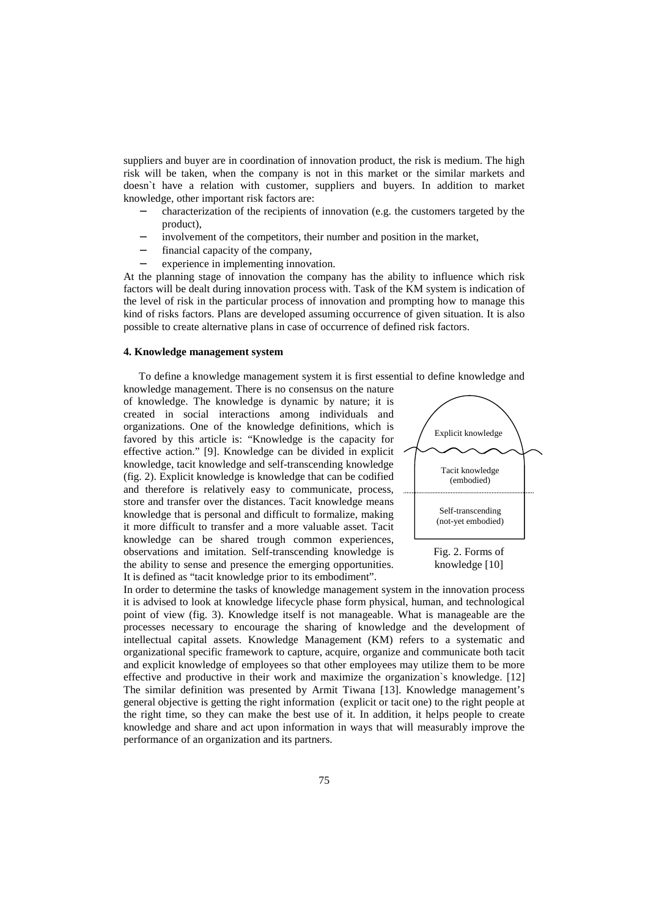suppliers and buyer are in coordination of innovation product, the risk is medium. The high risk will be taken, when the company is not in this market or the similar markets and doesn`t have a relation with customer, suppliers and buyers. In addition to market knowledge, other important risk factors are:

- characterization of the recipients of innovation (e.g. the customers targeted by the product),
- involvement of the competitors, their number and position in the market,
- financial capacity of the company,
- experience in implementing innovation.

At the planning stage of innovation the company has the ability to influence which risk factors will be dealt during innovation process with. Task of the KM system is indication of the level of risk in the particular process of innovation and prompting how to manage this kind of risks factors. Plans are developed assuming occurrence of given situation. It is also possible to create alternative plans in case of occurrence of defined risk factors.

### 4. Knowledge management system

To define a knowledge management system it is first essential to define knowledge and knowledge management. There is no consensus on the nature of knowledge. The knowledge is dynamic by nature; it is created in social interactions among individuals and organizations. One of the knowledge definitions, which is favored by this article is: "Knowledge is the capacity for effective action." [9]. Knowledge can be divided in explicit knowledge, tacit knowledge and self-transcending knowledge (fig. 2). Explicit knowledge is knowledge that can be codified and therefore is relatively easy to communicate, process, store and transfer over the distances. Tacit knowledge means knowledge that is personal and difficult to formalize, making it more difficult to transfer and a more valuable asset. Tacit knowledge can be shared trough common experiences, observations and imitation. Self-transcending knowledge is the ability to sense and presence the emerging opportunities. It is defined as "tacit knowledge prior to its embodiment".

Explicit knowledge

Tacit knowledge (embodied)

Self-transcending (not-yet embodied)

Fig. 2. Forms of knowledge [10]

In order to determine the tasks of knowledge management system in the innovation process it is advised to look at knowledge lifecycle phase form physical, human, and technological point of view (fig. 3). Knowledge itself is not manageable. What is manageable are the processes necessary to encourage the sharing of knowledge and the development of intellectual capital assets. Knowledge Management (KM) refers to a systematic and organizational specific framework to capture, acquire, organize and communicate both tacit and explicit knowledge of employees so that other employees may utilize them to be more effective and productive in their work and maximize the organization`s knowledge. [12] The similar definition was presented by Armit Tiwana [13]. Knowledge management's general objective is getting the right information (explicit or tacit one) to the right people at the right time, so they can make the best use of it. In addition, it helps people to create knowledge and share and act upon information in ways that will measurably improve the performance of an organization and its partners.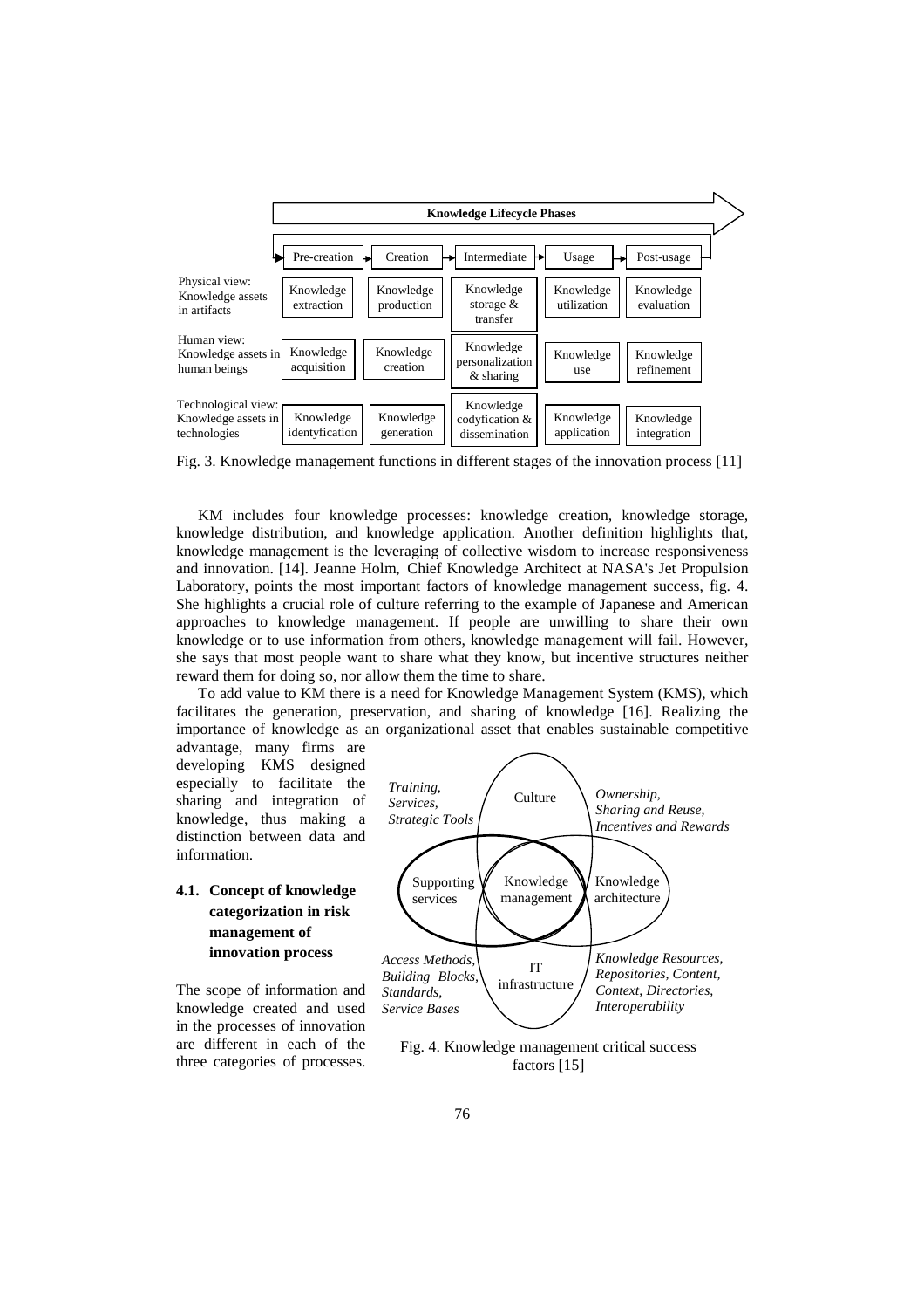**Knowledge Lifecycle Phases**

| | Pre-creation | Creation | Intermediate | Usage | Post-usage |
|---|---|---|---|---|---|
| Physical view: Knowledge assets in artifacts | Knowledge extraction | Knowledge production | Knowledge storage & transfer | Knowledge utilization | Knowledge evaluation |
| Human view: Knowledge assets in human beings | Knowledge acquisition | Knowledge creation | Knowledge personalization & sharing | Knowledge use | Knowledge refinement |
| Technological view: Knowledge assets in technologies | Knowledge identyfication | Knowledge generation | Knowledge codyfication & dissemination | Knowledge application | Knowledge integration |

Fig. 3. Knowledge management functions in different stages of the innovation process [11]

KM includes four knowledge processes: knowledge creation, knowledge storage, knowledge distribution, and knowledge application. Another definition highlights that, knowledge management is the leveraging of collective wisdom to increase responsiveness and innovation. [14]. Jeanne Holm, Chief Knowledge Architect at NASA's Jet Propulsion Laboratory, points the most important factors of knowledge management success, fig. 4. She highlights a crucial role of culture referring to the example of Japanese and American approaches to knowledge management. If people are unwilling to share their own knowledge or to use information from others, knowledge management will fail. However, she says that most people want to share what they know, but incentive structures neither reward them for doing so, nor allow them the time to share.

To add value to KM there is a need for Knowledge Management System (KMS), which facilitates the generation, preservation, and sharing of knowledge [16]. Realizing the importance of knowledge as an organizational asset that enables sustainable competitive advantage, many firms are developing KMS designed especially to facilitate the sharing and integration of knowledge, thus making a distinction between data and information.

Culture; Knowledge management; Supporting services; Knowledge architecture; IT infrastructure

*Training, Services, Strategic Tools*

*Ownership, Sharing and Reuse, Incentives and Rewards*

*Access Methods, Building Blocks, Standards, Service Bases*

*Knowledge Resources, Repositories, Content, Context, Directories, Interoperability*

Fig. 4. Knowledge management critical success factors [15]

### 4.1. Concept of knowledge categorization in risk management of innovation process

The scope of information and knowledge created and used in the processes of innovation are different in each of the three categories of processes.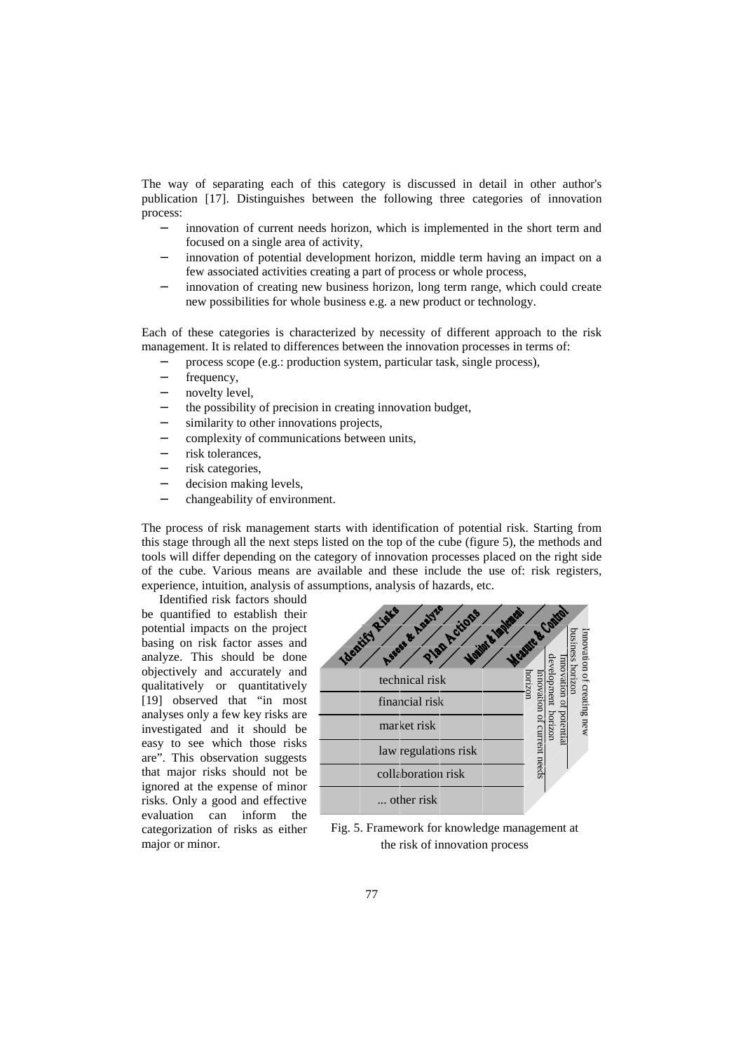The way of separating each of this category is discussed in detail in other author's publication [17]. Distinguishes between the following three categories of innovation process:

- innovation of current needs horizon, which is implemented in the short term and focused on a single area of activity,
- innovation of potential development horizon, middle term having an impact on a few associated activities creating a part of process or whole process,
- innovation of creating new business horizon, long term range, which could create new possibilities for whole business e.g. a new product or technology.

Each of these categories is characterized by necessity of different approach to the risk management. It is related to differences between the innovation processes in terms of:

- process scope (e.g.: production system, particular task, single process),
- frequency,
- novelty level,
- the possibility of precision in creating innovation budget,
- similarity to other innovations projects,
- complexity of communications between units,
- risk tolerances,
- risk categories,
- decision making levels,
- changeability of environment.

The process of risk management starts with identification of potential risk. Starting from this stage through all the next steps listed on the top of the cube (figure 5), the methods and tools will differ depending on the category of innovation processes placed on the right side of the cube. Various means are available and these include the use of: risk registers, experience, intuition, analysis of assumptions, analysis of hazards, etc.

Identified risk factors should be quantified to establish their potential impacts on the project basing on risk factor asses and analyze. This should be done objectively and accurately and qualitatively or quantitatively [19] observed that "in most analyses only a few key risks are investigated and it should be easy to see which those risks are". This observation suggests that major risks should not be ignored at the expense of minor risks. Only a good and effective evaluation can inform the categorization of risks as either major or minor.

Identify Risks | Assess & Analyze | Plan Actions | Monitor & Implement | Measure & Control

technical risk
financial risk
market risk
law regulations risk
collaboration risk
... other risk

Innovation of current needs horizon
Innovation of potential development horizon
Innovation of creating new business horizon

Fig. 5. Framework for knowledge management at the risk of innovation process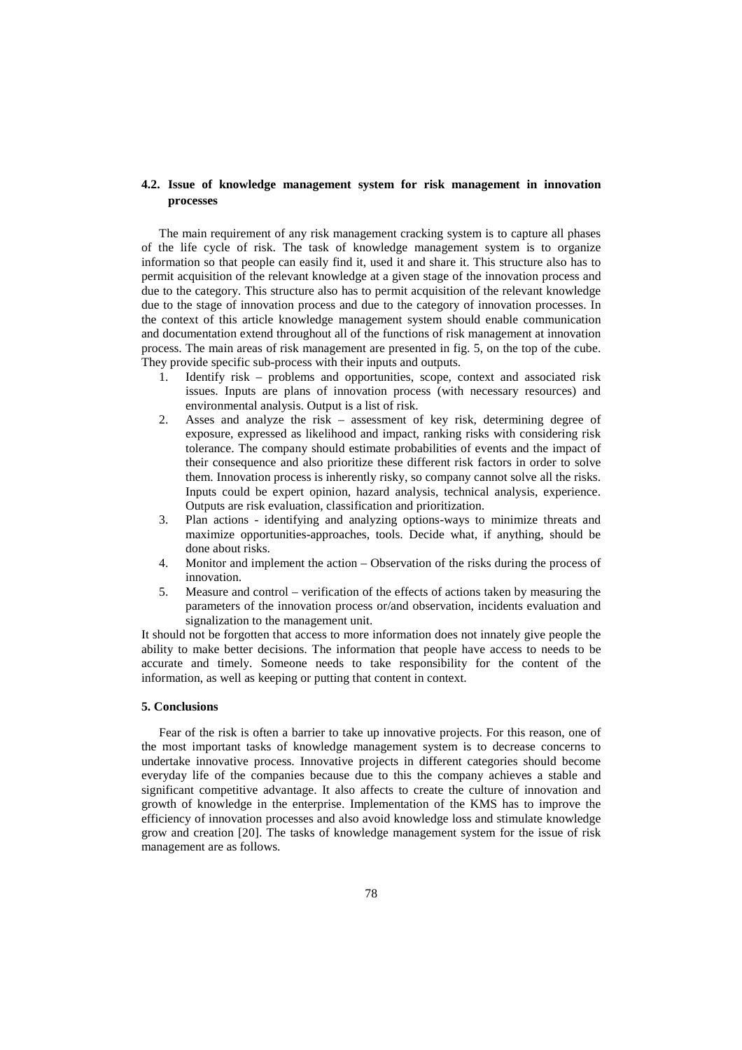### 4.2. Issue of knowledge management system for risk management in innovation processes

The main requirement of any risk management cracking system is to capture all phases of the life cycle of risk. The task of knowledge management system is to organize information so that people can easily find it, used it and share it. This structure also has to permit acquisition of the relevant knowledge at a given stage of the innovation process and due to the category. This structure also has to permit acquisition of the relevant knowledge due to the stage of innovation process and due to the category of innovation processes. In the context of this article knowledge management system should enable communication and documentation extend throughout all of the functions of risk management at innovation process. The main areas of risk management are presented in fig. 5, on the top of the cube. They provide specific sub-process with their inputs and outputs.

1. Identify risk – problems and opportunities, scope, context and associated risk issues. Inputs are plans of innovation process (with necessary resources) and environmental analysis. Output is a list of risk.
2. Asses and analyze the risk – assessment of key risk, determining degree of exposure, expressed as likelihood and impact, ranking risks with considering risk tolerance. The company should estimate probabilities of events and the impact of their consequence and also prioritize these different risk factors in order to solve them. Innovation process is inherently risky, so company cannot solve all the risks. Inputs could be expert opinion, hazard analysis, technical analysis, experience. Outputs are risk evaluation, classification and prioritization.
3. Plan actions - identifying and analyzing options-ways to minimize threats and maximize opportunities-approaches, tools. Decide what, if anything, should be done about risks.
4. Monitor and implement the action – Observation of the risks during the process of innovation.
5. Measure and control – verification of the effects of actions taken by measuring the parameters of the innovation process or/and observation, incidents evaluation and signalization to the management unit.

It should not be forgotten that access to more information does not innately give people the ability to make better decisions. The information that people have access to needs to be accurate and timely. Someone needs to take responsibility for the content of the information, as well as keeping or putting that content in context.

## 5. Conclusions

Fear of the risk is often a barrier to take up innovative projects. For this reason, one of the most important tasks of knowledge management system is to decrease concerns to undertake innovative process. Innovative projects in different categories should become everyday life of the companies because due to this the company achieves a stable and significant competitive advantage. It also affects to create the culture of innovation and growth of knowledge in the enterprise. Implementation of the KMS has to improve the efficiency of innovation processes and also avoid knowledge loss and stimulate knowledge grow and creation [20]. The tasks of knowledge management system for the issue of risk management are as follows.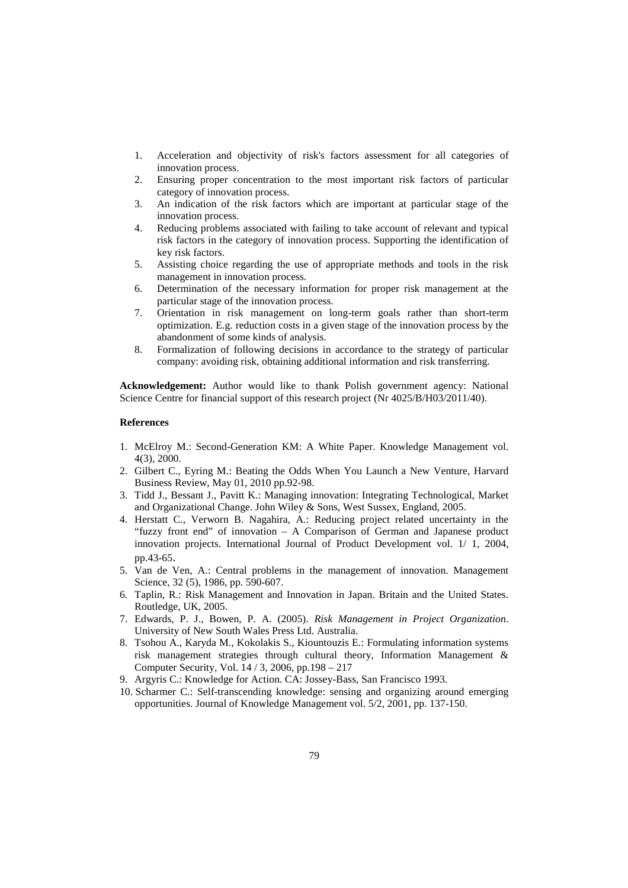1. Acceleration and objectivity of risk's factors assessment for all categories of innovation process.
2. Ensuring proper concentration to the most important risk factors of particular category of innovation process.
3. An indication of the risk factors which are important at particular stage of the innovation process.
4. Reducing problems associated with failing to take account of relevant and typical risk factors in the category of innovation process. Supporting the identification of key risk factors.
5. Assisting choice regarding the use of appropriate methods and tools in the risk management in innovation process.
6. Determination of the necessary information for proper risk management at the particular stage of the innovation process.
7. Orientation in risk management on long-term goals rather than short-term optimization. E.g. reduction costs in a given stage of the innovation process by the abandonment of some kinds of analysis.
8. Formalization of following decisions in accordance to the strategy of particular company: avoiding risk, obtaining additional information and risk transferring.

**Acknowledgement:** Author would like to thank Polish government agency: National Science Centre for financial support of this research project (Nr 4025/B/H03/2011/40).

### References

1. McElroy M.: Second-Generation KM: A White Paper. Knowledge Management vol. 4(3), 2000.
2. Gilbert C., Eyring M.: Beating the Odds When You Launch a New Venture, Harvard Business Review, May 01, 2010 pp.92-98.
3. Tidd J., Bessant J., Pavitt K.: Managing innovation: Integrating Technological, Market and Organizational Change. John Wiley & Sons, West Sussex, England, 2005.
4. Herstatt C., Verworn B. Nagahira, A.: Reducing project related uncertainty in the "fuzzy front end" of innovation – A Comparison of German and Japanese product innovation projects. International Journal of Product Development vol. 1/ 1, 2004, pp.43-65.
5. Van de Ven, A.: Central problems in the management of innovation. Management Science, 32 (5), 1986, pp. 590-607.
6. Taplin, R.: Risk Management and Innovation in Japan. Britain and the United States. Routledge, UK, 2005.
7. Edwards, P. J., Bowen, P. A. (2005). *Risk Management in Project Organization*. University of New South Wales Press Ltd. Australia.
8. Tsohou A., Karyda M., Kokolakis S., Kiountouzis E.: Formulating information systems risk management strategies through cultural theory, Information Management & Computer Security, Vol. 14 / 3, 2006, pp.198 – 217
9. Argyris C.: Knowledge for Action. CA: Jossey-Bass, San Francisco 1993.
10. Scharmer C.: Self-transcending knowledge: sensing and organizing around emerging opportunities. Journal of Knowledge Management vol. 5/2, 2001, pp. 137-150.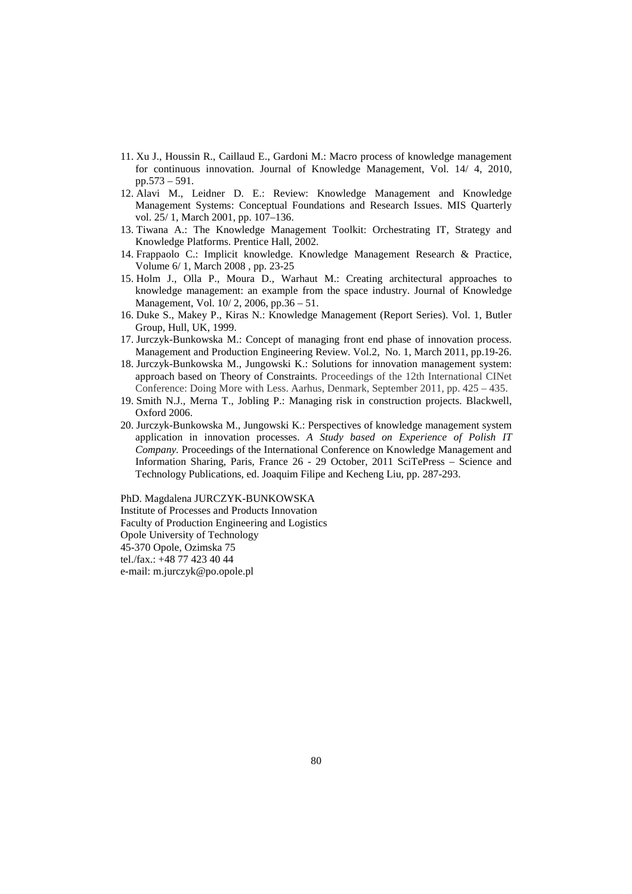11. Xu J., Houssin R., Caillaud E., Gardoni M.: Macro process of knowledge management for continuous innovation. Journal of Knowledge Management, Vol. 14/ 4, 2010, pp.573 – 591.
12. Alavi M., Leidner D. E.: Review: Knowledge Management and Knowledge Management Systems: Conceptual Foundations and Research Issues. MIS Quarterly vol. 25/ 1, March 2001, pp. 107–136.
13. Tiwana A.: The Knowledge Management Toolkit: Orchestrating IT, Strategy and Knowledge Platforms. Prentice Hall, 2002.
14. Frappaolo C.: Implicit knowledge. Knowledge Management Research & Practice, Volume 6/ 1, March 2008 , pp. 23-25
15. Holm J., Olla P., Moura D., Warhaut M.: Creating architectural approaches to knowledge management: an example from the space industry. Journal of Knowledge Management, Vol. 10/ 2, 2006, pp.36 – 51.
16. Duke S., Makey P., Kiras N.: Knowledge Management (Report Series). Vol. 1, Butler Group, Hull, UK, 1999.
17. Jurczyk-Bunkowska M.: Concept of managing front end phase of innovation process. Management and Production Engineering Review. Vol.2, No. 1, March 2011, pp.19-26.
18. Jurczyk-Bunkowska M., Jungowski K.: Solutions for innovation management system: approach based on Theory of Constraints. Proceedings of the 12th International CINet Conference: Doing More with Less. Aarhus, Denmark, September 2011, pp. 425 – 435.
19. Smith N.J., Merna T., Jobling P.: Managing risk in construction projects. Blackwell, Oxford 2006.
20. Jurczyk-Bunkowska M., Jungowski K.: Perspectives of knowledge management system application in innovation processes. *A Study based on Experience of Polish IT Company.* Proceedings of the International Conference on Knowledge Management and Information Sharing, Paris, France 26 - 29 October, 2011 SciTePress – Science and Technology Publications, ed. Joaquim Filipe and Kecheng Liu, pp. 287-293.

PhD. Magdalena JURCZYK-BUNKOWSKA  
Institute of Processes and Products Innovation  
Faculty of Production Engineering and Logistics  
Opole University of Technology  
45-370 Opole, Ozimska 75  
tel./fax.: +48 77 423 40 44  
e-mail: m.jurczyk@po.opole.pl